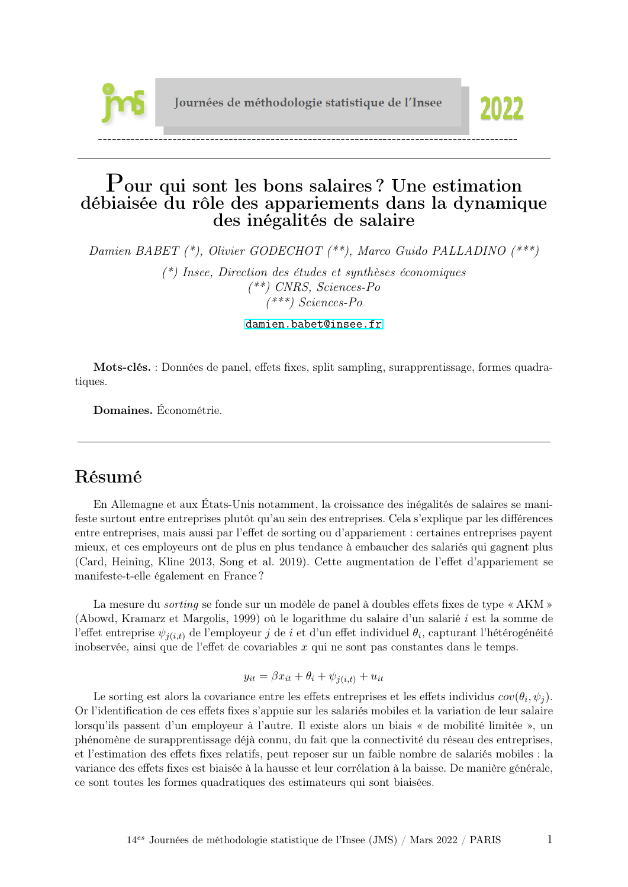Journées de méthodologie statistique de l'Insee 2022

# Pour qui sont les bons salaires ? Une estimation débiaisée du rôle des appariements dans la dynamique des inégalités de salaire

*Damien BABET (\*), Olivier GODECHOT (\*\*), Marco Guido PALLADINO (\*\*\*)*

*(\*) Insee, Direction des études et synthèses économiques*
*(\*\*) CNRS, Sciences-Po*
*(\*\*\*) Sciences-Po*

damien.babet@insee.fr

**Mots-clés.** : Données de panel, effets fixes, split sampling, surapprentissage, formes quadratiques.

**Domaines.** Économétrie.

## Résumé

En Allemagne et aux États-Unis notamment, la croissance des inégalités de salaires se manifeste surtout entre entreprises plutôt qu'au sein des entreprises. Cela s'explique par les différences entre entreprises, mais aussi par l'effet de sorting ou d'appariement : certaines entreprises payent mieux, et ces employeurs ont de plus en plus tendance à embaucher des salariés qui gagnent plus (Card, Heining, Kline 2013, Song et al. 2019). Cette augmentation de l'effet d'appariement se manifeste-t-elle également en France ?

La mesure du *sorting* se fonde sur un modèle de panel à doubles effets fixes de type « AKM » (Abowd, Kramarz et Margolis, 1999) où le logarithme du salaire d'un salarié $i$ est la somme de l'effet entreprise $\psi_{j(i,t)}$ de l'employeur $j$ de $i$ et d'un effet individuel $\theta_i$, capturant l'hétérogénéité inobservée, ainsi que de l'effet de covariables $x$ qui ne sont pas constantes dans le temps.

$$y_{it} = \beta x_{it} + \theta_i + \psi_{j(i,t)} + u_{it}$$

Le sorting est alors la covariance entre les effets entreprises et les effets individus $cov(\theta_i, \psi_j)$. Or l'identification de ces effets fixes s'appuie sur les salariés mobiles et la variation de leur salaire lorsqu'ils passent d'un employeur à l'autre. Il existe alors un biais « de mobilité limitée », un phénomène de surapprentissage déjà connu, du fait que la connectivité du réseau des entreprises, et l'estimation des effets fixes relatifs, peut reposer sur un faible nombre de salariés mobiles : la variance des effets fixes est biaisée à la hausse et leur corrélation à la baisse. De manière générale, ce sont toutes les formes quadratiques des estimateurs qui sont biaisées.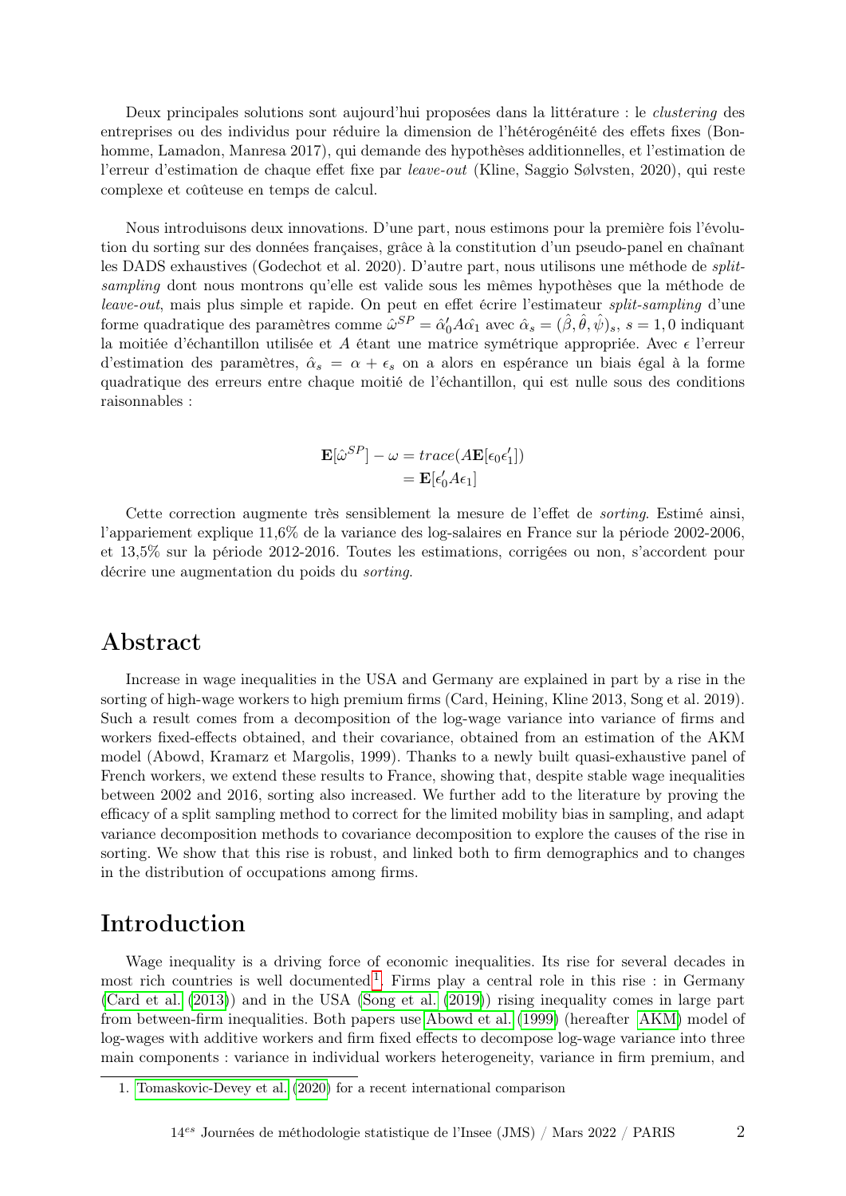Deux principales solutions sont aujourd'hui proposées dans la littérature : le *clustering* des entreprises ou des individus pour réduire la dimension de l'hétérogénéité des effets fixes (Bonhomme, Lamadon, Manresa 2017), qui demande des hypothèses additionnelles, et l'estimation de l'erreur d'estimation de chaque effet fixe par *leave-out* (Kline, Saggio Sølvsten, 2020), qui reste complexe et coûteuse en temps de calcul.

Nous introduisons deux innovations. D'une part, nous estimons pour la première fois l'évolution du sorting sur des données françaises, grâce à la constitution d'un pseudo-panel en chaînant les DADS exhaustives (Godechot et al. 2020). D'autre part, nous utilisons une méthode de *split-sampling* dont nous montrons qu'elle est valide sous les mêmes hypothèses que la méthode de *leave-out*, mais plus simple et rapide. On peut en effet écrire l'estimateur *split-sampling* d'une forme quadratique des paramètres comme $\hat{\omega}^{SP} = \hat{\alpha}_0' A \hat{\alpha_1}$ avec $\hat{\alpha}_s = (\hat{\beta}, \hat{\theta}, \hat{\psi})_s$, $s = 1, 0$ indiquant la moitiée d'échantillon utilisée et $A$ étant une matrice symétrique appropriée. Avec $\epsilon$ l'erreur d'estimation des paramètres, $\hat{\alpha}_s = \alpha + \epsilon_s$ on a alors en espérance un biais égal à la forme quadratique des erreurs entre chaque moitié de l'échantillon, qui est nulle sous des conditions raisonnables :

$$
\begin{aligned}
\mathbf{E}[\hat{\omega}^{SP}] - \omega &= trace(A\mathbf{E}[\epsilon_0 \epsilon_1']) \\
&= \mathbf{E}[\epsilon_0' A \epsilon_1]
\end{aligned}
$$

Cette correction augmente très sensiblement la mesure de l'effet de *sorting*. Estimé ainsi, l'appariement explique 11,6% de la variance des log-salaires en France sur la période 2002-2006, et 13,5% sur la période 2012-2016. Toutes les estimations, corrigées ou non, s'accordent pour décrire une augmentation du poids du *sorting*.

## Abstract

Increase in wage inequalities in the USA and Germany are explained in part by a rise in the sorting of high-wage workers to high premium firms (Card, Heining, Kline 2013, Song et al. 2019). Such a result comes from a decomposition of the log-wage variance into variance of firms and workers fixed-effects obtained, and their covariance, obtained from an estimation of the AKM model (Abowd, Kramarz et Margolis, 1999). Thanks to a newly built quasi-exhaustive panel of French workers, we extend these results to France, showing that, despite stable wage inequalities between 2002 and 2016, sorting also increased. We further add to the literature by proving the efficacy of a split sampling method to correct for the limited mobility bias in sampling, and adapt variance decomposition methods to covariance decomposition to explore the causes of the rise in sorting. We show that this rise is robust, and linked both to firm demographics and to changes in the distribution of occupations among firms.

## Introduction

Wage inequality is a driving force of economic inequalities. Its rise for several decades in most rich countries is well documented[1]. Firms play a central role in this rise : in Germany (Card et al. (2013)) and in the USA (Song et al. (2019)) rising inequality comes in large part from between-firm inequalities. Both papers use Abowd et al. (1999) (hereafter AKM) model of log-wages with additive workers and firm fixed effects to decompose log-wage variance into three main components : variance in individual workers heterogeneity, variance in firm premium, and

1. Tomaskovic-Devey et al. (2020) for a recent international comparison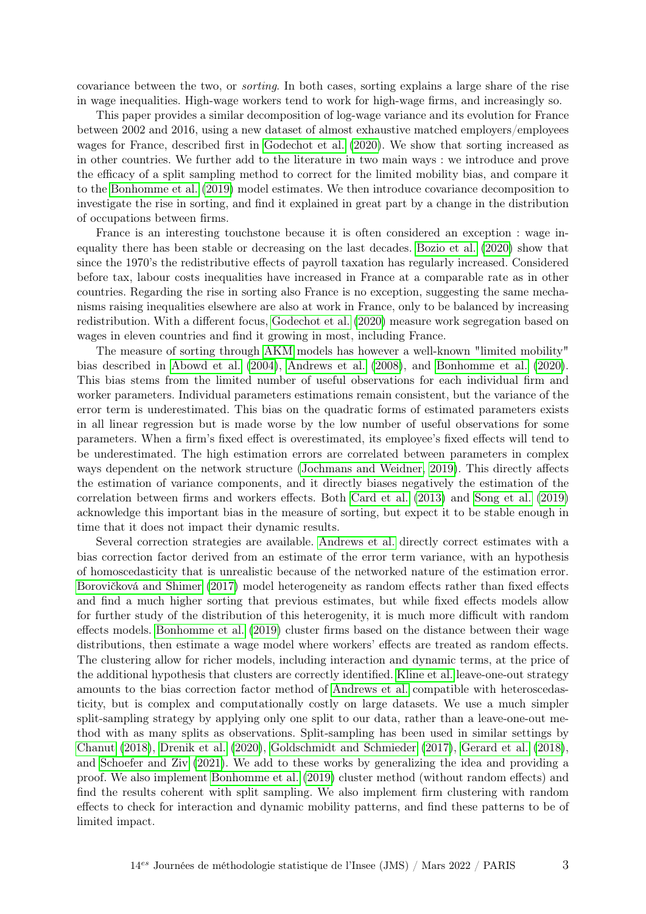covariance between the two, or *sorting*. In both cases, sorting explains a large share of the rise in wage inequalities. High-wage workers tend to work for high-wage firms, and increasingly so.

This paper provides a similar decomposition of log-wage variance and its evolution for France between 2002 and 2016, using a new dataset of almost exhaustive matched employers/employees wages for France, described first in Godechot et al. (2020). We show that sorting increased as in other countries. We further add to the literature in two main ways : we introduce and prove the efficacy of a split sampling method to correct for the limited mobility bias, and compare it to the Bonhomme et al. (2019) model estimates. We then introduce covariance decomposition to investigate the rise in sorting, and find it explained in great part by a change in the distribution of occupations between firms.

France is an interesting touchstone because it is often considered an exception : wage inequality there has been stable or decreasing on the last decades. Bozio et al. (2020) show that since the 1970's the redistributive effects of payroll taxation has regularly increased. Considered before tax, labour costs inequalities have increased in France at a comparable rate as in other countries. Regarding the rise in sorting also France is no exception, suggesting the same mechanisms raising inequalities elsewhere are also at work in France, only to be balanced by increasing redistribution. With a different focus, Godechot et al. (2020) measure work segregation based on wages in eleven countries and find it growing in most, including France.

The measure of sorting through AKM models has however a well-known "limited mobility" bias described in Abowd et al. (2004), Andrews et al. (2008), and Bonhomme et al. (2020). This bias stems from the limited number of useful observations for each individual firm and worker parameters. Individual parameters estimations remain consistent, but the variance of the error term is underestimated. This bias on the quadratic forms of estimated parameters exists in all linear regression but is made worse by the low number of useful observations for some parameters. When a firm's fixed effect is overestimated, its employee's fixed effects will tend to be underestimated. The high estimation errors are correlated between parameters in complex ways dependent on the network structure (Jochmans and Weidner, 2019). This directly affects the estimation of variance components, and it directly biases negatively the estimation of the correlation between firms and workers effects. Both Card et al. (2013) and Song et al. (2019) acknowledge this important bias in the measure of sorting, but expect it to be stable enough in time that it does not impact their dynamic results.

Several correction strategies are available. Andrews et al. directly correct estimates with a bias correction factor derived from an estimate of the error term variance, with an hypothesis of homoscedasticity that is unrealistic because of the networked nature of the estimation error. Borovičková and Shimer (2017) model heterogeneity as random effects rather than fixed effects and find a much higher sorting that previous estimates, but while fixed effects models allow for further study of the distribution of this heterogenity, it is much more difficult with random effects models. Bonhomme et al. (2019) cluster firms based on the distance between their wage distributions, then estimate a wage model where workers' effects are treated as random effects. The clustering allow for richer models, including interaction and dynamic terms, at the price of the additional hypothesis that clusters are correctly identified. Kline et al. leave-one-out strategy amounts to the bias correction factor method of Andrews et al. compatible with heteroscedasticity, but is complex and computationally costly on large datasets. We use a much simpler split-sampling strategy by applying only one split to our data, rather than a leave-one-out method with as many splits as observations. Split-sampling has been used in similar settings by Chanut (2018), Drenik et al. (2020), Goldschmidt and Schmieder (2017), Gerard et al. (2018), and Schoefer and Ziv (2021). We add to these works by generalizing the idea and providing a proof. We also implement Bonhomme et al. (2019) cluster method (without random effects) and find the results coherent with split sampling. We also implement firm clustering with random effects to check for interaction and dynamic mobility patterns, and find these patterns to be of limited impact.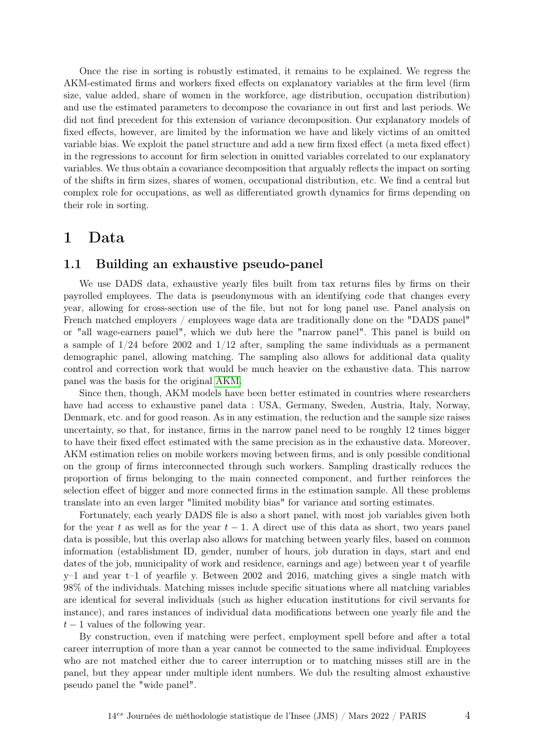Once the rise in sorting is robustly estimated, it remains to be explained. We regress the AKM-estimated firms and workers fixed effects on explanatory variables at the firm level (firm size, value added, share of women in the workforce, age distribution, occupation distribution) and use the estimated parameters to decompose the covariance in out first and last periods. We did not find precedent for this extension of variance decomposition. Our explanatory models of fixed effects, however, are limited by the information we have and likely victims of an omitted variable bias. We exploit the panel structure and add a new firm fixed effect (a meta fixed effect) in the regressions to account for firm selection in omitted variables correlated to our explanatory variables. We thus obtain a covariance decomposition that arguably reflects the impact on sorting of the shifts in firm sizes, shares of women, occupational distribution, etc. We find a central but complex role for occupations, as well as differentiated growth dynamics for firms depending on their role in sorting.

# 1 Data

## 1.1 Building an exhaustive pseudo-panel

We use DADS data, exhaustive yearly files built from tax returns files by firms on their payrolled employees. The data is pseudonymous with an identifying code that changes every year, allowing for cross-section use of the file, but not for long panel use. Panel analysis on French matched employers / employees wage data are traditionally done on the "DADS panel" or "all wage-earners panel", which we dub here the "narrow panel". This panel is build on a sample of $1/24$ before 2002 and $1/12$ after, sampling the same individuals as a permanent demographic panel, allowing matching. The sampling also allows for additional data quality control and correction work that would be much heavier on the exhaustive data. This narrow panel was the basis for the original AKM.

Since then, though, AKM models have been better estimated in countries where researchers have had access to exhaustive panel data : USA, Germany, Sweden, Austria, Italy, Norway, Denmark, etc. and for good reason. As in any estimation, the reduction and the sample size raises uncertainty, so that, for instance, firms in the narrow panel need to be roughly 12 times bigger to have their fixed effect estimated with the same precision as in the exhaustive data. Moreover, AKM estimation relies on mobile workers moving between firms, and is only possible conditional on the group of firms interconnected through such workers. Sampling drastically reduces the proportion of firms belonging to the main connected component, and further reinforces the selection effect of bigger and more connected firms in the estimation sample. All these problems translate into an even larger "limited mobility bias" for variance and sorting estimates.

Fortunately, each yearly DADS file is also a short panel, with most job variables given both for the year $t$ as well as for the year $t-1$. A direct use of this data as short, two years panel data is possible, but this overlap also allows for matching between yearly files, based on common information (establishment ID, gender, number of hours, job duration in days, start and end dates of the job, municipality of work and residence, earnings and age) between year t of yearfile y–1 and year t–1 of yearfile y. Between 2002 and 2016, matching gives a single match with 98% of the individuals. Matching misses include specific situations where all matching variables are identical for several individuals (such as higher education institutions for civil servants for instance), and rares instances of individual data modifications between one yearly file and the $t-1$ values of the following year.

By construction, even if matching were perfect, employment spell before and after a total career interruption of more than a year cannot be connected to the same individual. Employees who are not matched either due to career interruption or to matching misses still are in the panel, but they appear under multiple ident numbers. We dub the resulting almost exhaustive pseudo panel the "wide panel".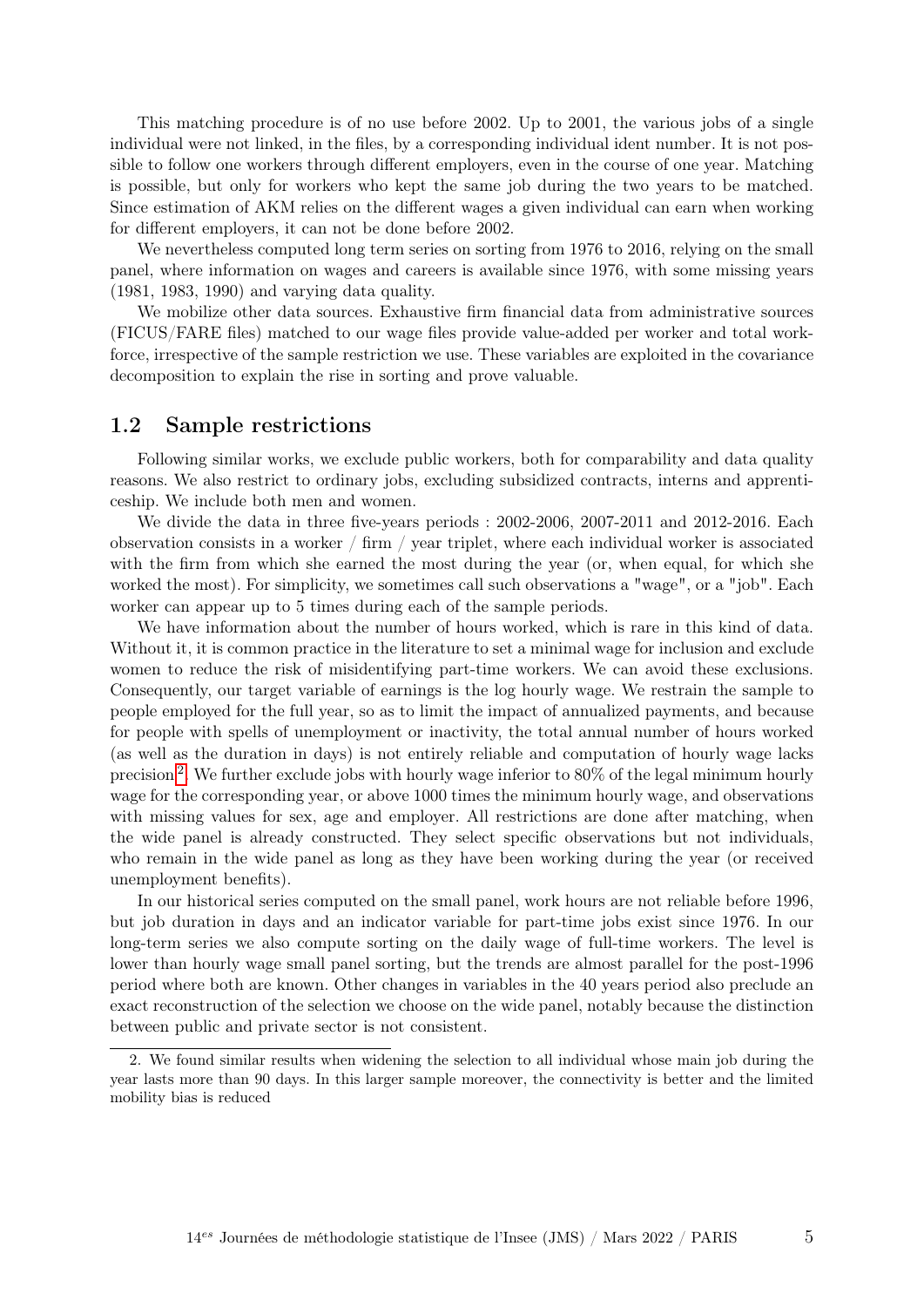This matching procedure is of no use before 2002. Up to 2001, the various jobs of a single individual were not linked, in the files, by a corresponding individual ident number. It is not possible to follow one workers through different employers, even in the course of one year. Matching is possible, but only for workers who kept the same job during the two years to be matched. Since estimation of AKM relies on the different wages a given individual can earn when working for different employers, it can not be done before 2002.

We nevertheless computed long term series on sorting from 1976 to 2016, relying on the small panel, where information on wages and careers is available since 1976, with some missing years (1981, 1983, 1990) and varying data quality.

We mobilize other data sources. Exhaustive firm financial data from administrative sources (FICUS/FARE files) matched to our wage files provide value-added per worker and total workforce, irrespective of the sample restriction we use. These variables are exploited in the covariance decomposition to explain the rise in sorting and prove valuable.

## 1.2 Sample restrictions

Following similar works, we exclude public workers, both for comparability and data quality reasons. We also restrict to ordinary jobs, excluding subsidized contracts, interns and apprenticeship. We include both men and women.

We divide the data in three five-years periods : 2002-2006, 2007-2011 and 2012-2016. Each observation consists in a worker / firm / year triplet, where each individual worker is associated with the firm from which she earned the most during the year (or, when equal, for which she worked the most). For simplicity, we sometimes call such observations a "wage", or a "job". Each worker can appear up to 5 times during each of the sample periods.

We have information about the number of hours worked, which is rare in this kind of data. Without it, it is common practice in the literature to set a minimal wage for inclusion and exclude women to reduce the risk of misidentifying part-time workers. We can avoid these exclusions. Consequently, our target variable of earnings is the log hourly wage. We restrain the sample to people employed for the full year, so as to limit the impact of annualized payments, and because for people with spells of unemployment or inactivity, the total annual number of hours worked (as well as the duration in days) is not entirely reliable and computation of hourly wage lacks precision[2]. We further exclude jobs with hourly wage inferior to 80% of the legal minimum hourly wage for the corresponding year, or above 1000 times the minimum hourly wage, and observations with missing values for sex, age and employer. All restrictions are done after matching, when the wide panel is already constructed. They select specific observations but not individuals, who remain in the wide panel as long as they have been working during the year (or received unemployment benefits).

In our historical series computed on the small panel, work hours are not reliable before 1996, but job duration in days and an indicator variable for part-time jobs exist since 1976. In our long-term series we also compute sorting on the daily wage of full-time workers. The level is lower than hourly wage small panel sorting, but the trends are almost parallel for the post-1996 period where both are known. Other changes in variables in the 40 years period also preclude an exact reconstruction of the selection we choose on the wide panel, notably because the distinction between public and private sector is not consistent.

---

2. We found similar results when widening the selection to all individual whose main job during the year lasts more than 90 days. In this larger sample moreover, the connectivity is better and the limited mobility bias is reduced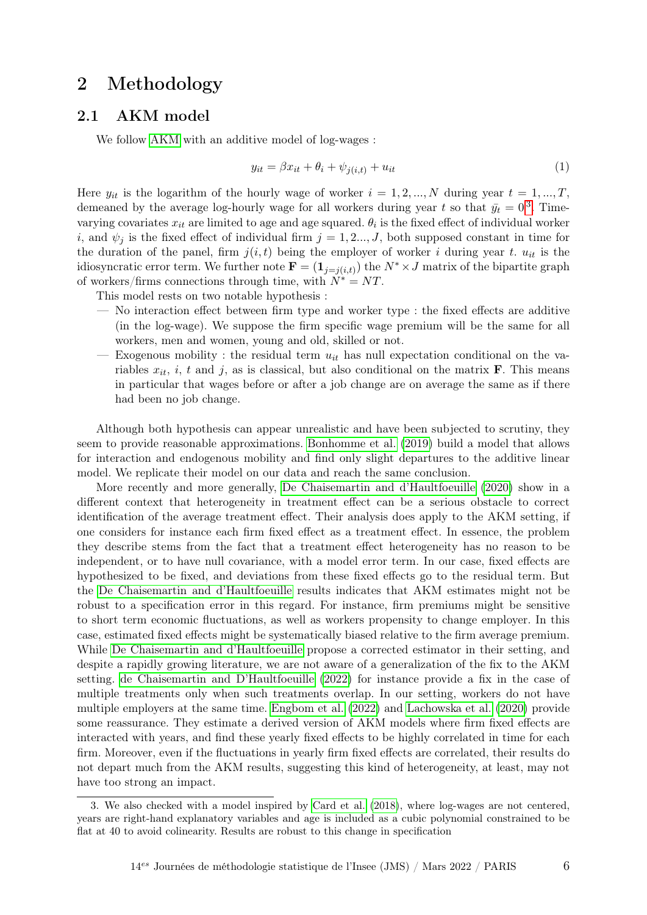# 2 Methodology

## 2.1 AKM model

We follow AKM with an additive model of log-wages :

$$y_{it} = \beta x_{it} + \theta_i + \psi_{j(i,t)} + u_{it} \tag{1}$$

Here $y_{it}$ is the logarithm of the hourly wage of worker $i = 1, 2, ..., N$ during year $t = 1, ..., T$, demeaned by the average log-hourly wage for all workers during year $t$ so that $\bar{y_t} = 0$[3]. Time-varying covariates $x_{it}$ are limited to age and age squared. $\theta_i$ is the fixed effect of individual worker $i$, and $\psi_j$ is the fixed effect of individual firm $j = 1, 2..., J$, both supposed constant in time for the duration of the panel, firm $j(i,t)$ being the employer of worker $i$ during year $t$. $u_{it}$ is the idiosyncratic error term. We further note $\mathbf{F} = (\mathbf{1}_{j=j(i,t)})$ the $N^* \times J$ matrix of the bipartite graph of workers/firms connections through time, with $N^* = NT$.

This model rests on two notable hypothesis :

- No interaction effect between firm type and worker type : the fixed effects are additive (in the log-wage). We suppose the firm specific wage premium will be the same for all workers, men and women, young and old, skilled or not.
- Exogenous mobility : the residual term $u_{it}$ has null expectation conditional on the variables $x_{it}$, $i$, $t$ and $j$, as is classical, but also conditional on the matrix $\mathbf{F}$. This means in particular that wages before or after a job change are on average the same as if there had been no job change.

Although both hypothesis can appear unrealistic and have been subjected to scrutiny, they seem to provide reasonable approximations. Bonhomme et al. (2019) build a model that allows for interaction and endogenous mobility and find only slight departures to the additive linear model. We replicate their model on our data and reach the same conclusion.

More recently and more generally, De Chaisemartin and d'Haultfoeuille (2020) show in a different context that heterogeneity in treatment effect can be a serious obstacle to correct identification of the average treatment effect. Their analysis does apply to the AKM setting, if one considers for instance each firm fixed effect as a treatment effect. In essence, the problem they describe stems from the fact that a treatment effect heterogeneity has no reason to be independent, or to have null covariance, with a model error term. In our case, fixed effects are hypothesized to be fixed, and deviations from these fixed effects go to the residual term. But the De Chaisemartin and d'Haultfoeuille results indicates that AKM estimates might not be robust to a specification error in this regard. For instance, firm premiums might be sensitive to short term economic fluctuations, as well as workers propensity to change employer. In this case, estimated fixed effects might be systematically biased relative to the firm average premium. While De Chaisemartin and d'Haultfoeuille propose a corrected estimator in their setting, and despite a rapidly growing literature, we are not aware of a generalization of the fix to the AKM setting. de Chaisemartin and D'Haultfoeuille (2022) for instance provide a fix in the case of multiple treatments only when such treatments overlap. In our setting, workers do not have multiple employers at the same time. Engbom et al. (2022) and Lachowska et al. (2020) provide some reassurance. They estimate a derived version of AKM models where firm fixed effects are interacted with years, and find these yearly fixed effects to be highly correlated in time for each firm. Moreover, even if the fluctuations in yearly firm fixed effects are correlated, their results do not depart much from the AKM results, suggesting this kind of heterogeneity, at least, may not have too strong an impact.

3. We also checked with a model inspired by Card et al. (2018), where log-wages are not centered, years are right-hand explanatory variables and age is included as a cubic polynomial constrained to be flat at 40 to avoid colinearity. Results are robust to this change in specification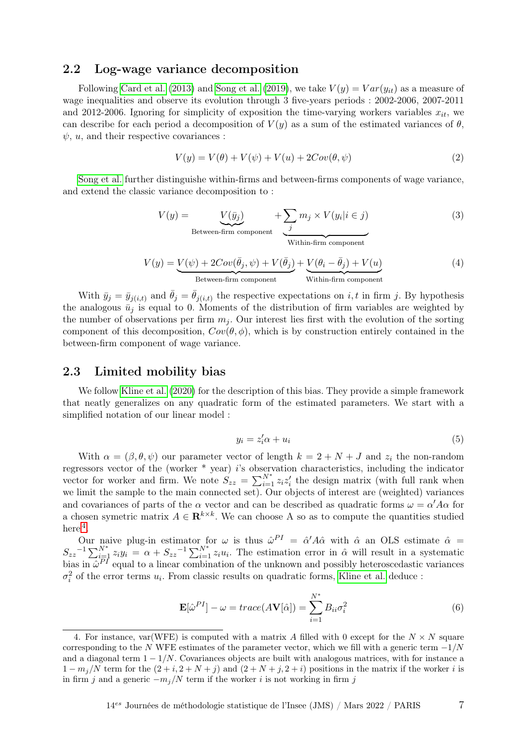## 2.2 Log-wage variance decomposition

Following Card et al. (2013) and Song et al. (2019), we take $V(y) = Var(y_{it})$ as a measure of wage inequalities and observe its evolution through 3 five-years periods : 2002-2006, 2007-2011 and 2012-2006. Ignoring for simplicity of exposition the time-varying workers variables $x_{it}$, we can describe for each period a decomposition of $V(y)$ as a sum of the estimated variances of $\theta$, $\psi$, $u$, and their respective covariances :

$$V(y) = V(\theta) + V(\psi) + V(u) + 2Cov(\theta, \psi) \tag{2}$$

Song et al. further distinguishe within-firms and between-firms components of wage variance, and extend the classic variance decomposition to :

$$V(y) = \underbrace{V(\bar{y}_j)}_{\text{Between-firm component}} + \underbrace{\sum_j m_j \times V(y_i | i \in j)}_{\text{Within-firm component}} \tag{3}$$

$$V(y) = \underbrace{V(\psi) + 2Cov(\bar{\theta}_j, \psi) + V(\bar{\theta}_j)}_{\text{Between-firm component}} + \underbrace{V(\theta_i - \bar{\theta}_j) + V(u)}_{\text{Within-firm component}} \tag{4}$$

With $\bar{y}_j = \bar{y}_{j(i,t)}$ and $\bar{\theta}_j = \bar{\theta}_{j(i,t)}$ the respective expectations on $i, t$ in firm $j$. By hypothesis the analogous $\bar{u}_j$ is equal to 0. Moments of the distribution of firm variables are weighted by the number of observations per firm $m_j$. Our interest lies first with the evolution of the sorting component of this decomposition, $Cov(\theta, \phi)$, which is by construction entirely contained in the between-firm component of wage variance.

## 2.3 Limited mobility bias

We follow Kline et al. (2020) for the description of this bias. They provide a simple framework that neatly generalizes on any quadratic form of the estimated parameters. We start with a simplified notation of our linear model :

$$y_i = z_i'\alpha + u_i \tag{5}$$

With $\alpha = (\beta, \theta, \psi)$ our parameter vector of length $k = 2 + N + J$ and $z_i$ the non-random regressors vector of the (worker * year) $i$'s observation characteristics, including the indicator vector for worker and firm. We note $S_{zz} = \sum_{i=1}^{N^*} z_i z_i'$ the design matrix (with full rank when we limit the sample to the main connected set). Our objects of interest are (weighted) variances and covariances of parts of the $\alpha$ vector and can be described as quadratic forms $\omega = \alpha' A \alpha$ for a chosen symetric matrix $A \in \mathbf{R}^{k \times k}$. We can choose A so as to compute the quantities studied here[4].

Our naive plug-in estimator for $\omega$ is thus $\hat{\omega}^{PI} = \hat{\alpha}' A \hat{\alpha}$ with $\hat{\alpha}$ an OLS estimate $\hat{\alpha} = S_{zz}{}^{-1} \sum_{i=1}^{N^*} z_i y_i = \alpha + S_{zz}{}^{-1} \sum_{i=1}^{N^*} z_i u_i$. The estimation error in $\hat{\alpha}$ will result in a systematic bias in $\hat{\omega}^{PI}$ equal to a linear combination of the unknown and possibly heteroscedastic variances $\sigma_i^2$ of the error terms $u_i$. From classic results on quadratic forms, Kline et al. deduce :

$$\mathbf{E}[\hat{\omega}^{PI}] - \omega = trace(A\mathbf{V}[\hat{\alpha}]) = \sum_{i=1}^{N^*} B_{ii} \sigma_i^2 \tag{6}$$

4. For instance, var(WFE) is computed with a matrix $A$ filled with 0 except for the $N \times N$ square corresponding to the $N$ WFE estimates of the parameter vector, which we fill with a generic term $-1/N$ and a diagonal term $1 - 1/N$. Covariances objects are built with analogous matrices, with for instance a $1 - m_j/N$ term for the $(2+i, 2+N+j)$ and $(2+N+j, 2+i)$ positions in the matrix if the worker $i$ is in firm $j$ and a generic $-m_j/N$ term if the worker $i$ is not working in firm $j$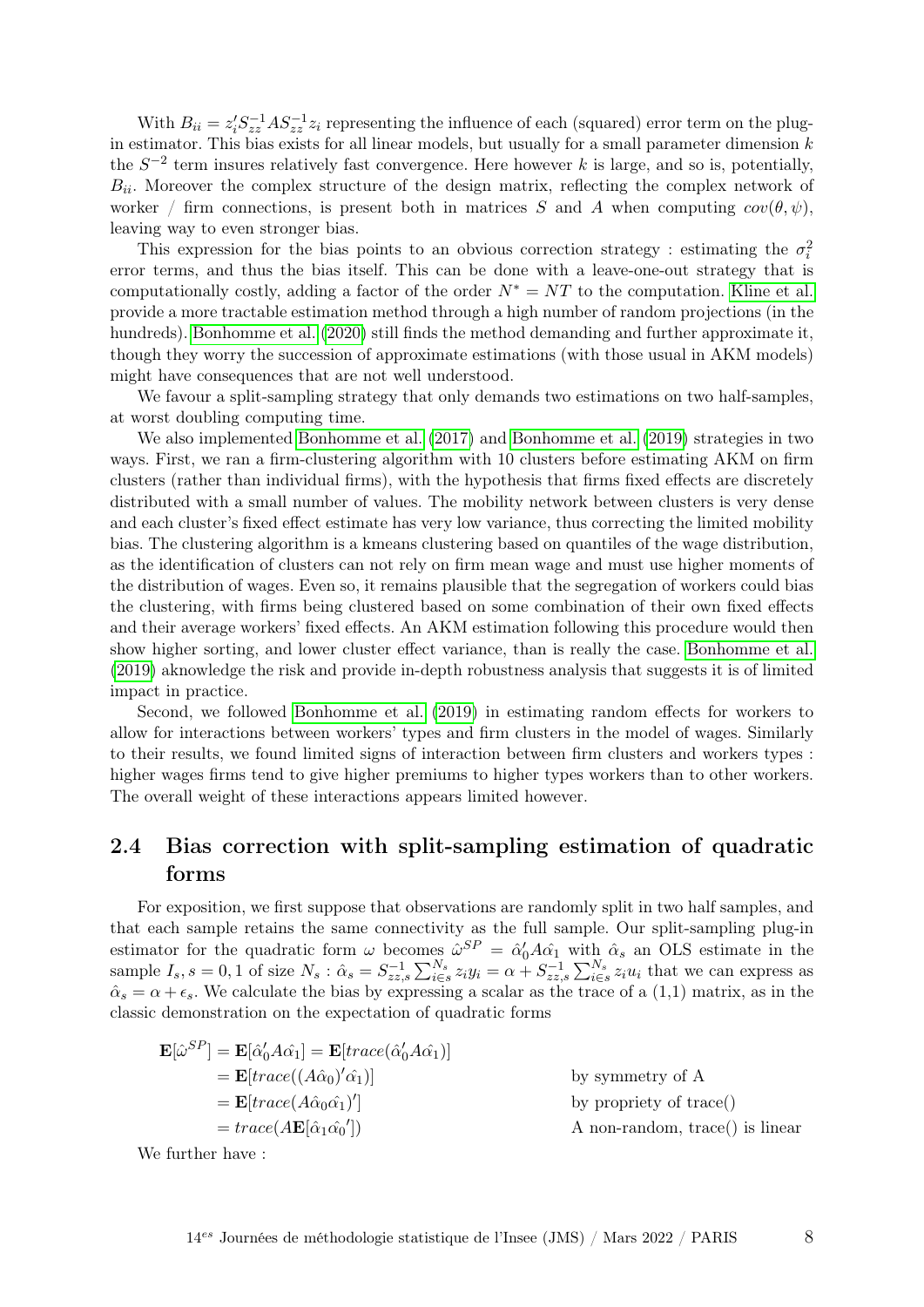With $B_{ii} = z_i' S_{zz}^{-1} A S_{zz}^{-1} z_i$ representing the influence of each (squared) error term on the plug-in estimator. This bias exists for all linear models, but usually for a small parameter dimension $k$ the $S^{-2}$ term insures relatively fast convergence. Here however $k$ is large, and so is, potentially, $B_{ii}$. Moreover the complex structure of the design matrix, reflecting the complex network of worker / firm connections, is present both in matrices $S$ and $A$ when computing $cov(\theta, \psi)$, leaving way to even stronger bias.

This expression for the bias points to an obvious correction strategy : estimating the $\sigma_i^2$ error terms, and thus the bias itself. This can be done with a leave-one-out strategy that is computationally costly, adding a factor of the order $N^* = NT$ to the computation. Kline et al. provide a more tractable estimation method through a high number of random projections (in the hundreds). Bonhomme et al. (2020) still finds the method demanding and further approximate it, though they worry the succession of approximate estimations (with those usual in AKM models) might have consequences that are not well understood.

We favour a split-sampling strategy that only demands two estimations on two half-samples, at worst doubling computing time.

We also implemented Bonhomme et al. (2017) and Bonhomme et al. (2019) strategies in two ways. First, we ran a firm-clustering algorithm with 10 clusters before estimating AKM on firm clusters (rather than individual firms), with the hypothesis that firms fixed effects are discretely distributed with a small number of values. The mobility network between clusters is very dense and each cluster's fixed effect estimate has very low variance, thus correcting the limited mobility bias. The clustering algorithm is a kmeans clustering based on quantiles of the wage distribution, as the identification of clusters can not rely on firm mean wage and must use higher moments of the distribution of wages. Even so, it remains plausible that the segregation of workers could bias the clustering, with firms being clustered based on some combination of their own fixed effects and their average workers' fixed effects. An AKM estimation following this procedure would then show higher sorting, and lower cluster effect variance, than is really the case. Bonhomme et al. (2019) aknowledge the risk and provide in-depth robustness analysis that suggests it is of limited impact in practice.

Second, we followed Bonhomme et al. (2019) in estimating random effects for workers to allow for interactions between workers' types and firm clusters in the model of wages. Similarly to their results, we found limited signs of interaction between firm clusters and workers types : higher wages firms tend to give higher premiums to higher types workers than to other workers. The overall weight of these interactions appears limited however.

## 2.4 Bias correction with split-sampling estimation of quadratic forms

For exposition, we first suppose that observations are randomly split in two half samples, and that each sample retains the same connectivity as the full sample. Our split-sampling plug-in estimator for the quadratic form $\omega$ becomes $\hat{\omega}^{SP} = \hat{\alpha}_0' A \hat{\alpha}_1$ with $\hat{\alpha}_s$ an OLS estimate in the sample $I_s, s = 0, 1$ of size $N_s$ : $\hat{\alpha}_s = S_{zz,s}^{-1} \sum_{i \in s}^{N_s} z_i y_i = \alpha + S_{zz,s}^{-1} \sum_{i \in s}^{N_s} z_i u_i$ that we can express as $\hat{\alpha}_s = \alpha + \epsilon_s$. We calculate the bias by expressing a scalar as the trace of a (1,1) matrix, as in the classic demonstration on the expectation of quadratic forms

$$
\begin{aligned}
\mathbf{E}[\hat{\omega}^{SP}] &= \mathbf{E}[\hat{\alpha}_0' A \hat{\alpha}_1] = \mathbf{E}[trace(\hat{\alpha}_0' A \hat{\alpha}_1)] \\
&= \mathbf{E}[trace((A\hat{\alpha}_0)' \hat{\alpha}_1)] && \text{by symmetry of A} \\
&= \mathbf{E}[trace(A\hat{\alpha}_0 \hat{\alpha}_1)'] && \text{by propriety of trace()} \\
&= trace(A\mathbf{E}[\hat{\alpha}_1 \hat{\alpha}_0']) && \text{A non-random, trace() is linear}
\end{aligned}
$$

We further have :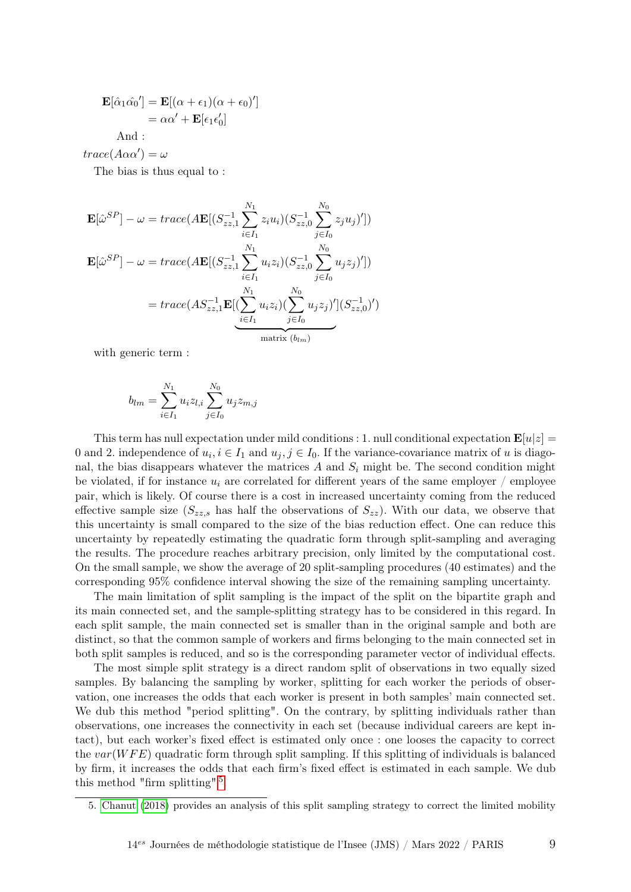$$
\begin{aligned}
\mathbf{E}[\hat{\alpha}_1 \hat{\alpha_0}'] &= \mathbf{E}[(\alpha + \epsilon_1)(\alpha + \epsilon_0)'] \\
&= \alpha\alpha' + \mathbf{E}[\epsilon_1 \epsilon_0']
\end{aligned}
$$

And :

$trace(A\alpha\alpha') = \omega$

The bias is thus equal to :

$$
\mathbf{E}[\hat{\omega}^{SP}] - \omega = trace(A\mathbf{E}[(S_{zz,1}^{-1}\sum_{i\in I_1}^{N_1} z_i u_i)(S_{zz,0}^{-1}\sum_{j\in I_0}^{N_0} z_j u_j)'])
$$

$$
\begin{aligned}
\mathbf{E}[\hat{\omega}^{SP}] - \omega &= trace(A\mathbf{E}[(S_{zz,1}^{-1}\sum_{i\in I_1}^{N_1} u_i z_i)(S_{zz,0}^{-1}\sum_{j\in I_0}^{N_0} u_j z_j)']) \\
&= trace(AS_{zz,1}^{-1}\underbrace{\mathbf{E}[(\sum_{i\in I_1}^{N_1} u_i z_i)(\sum_{j\in I_0}^{N_0} u_j z_j)']}_{\text{matrix } (b_{lm})}(S_{zz,0}^{-1})')
\end{aligned}
$$

with generic term :

$$
b_{lm} = \sum_{i\in I_1}^{N_1} u_i z_{l,i} \sum_{j\in I_0}^{N_0} u_j z_{m,j}
$$

This term has null expectation under mild conditions : 1. null conditional expectation $\mathbf{E}[u|z] = 0$ and 2. independence of $u_i, i \in I_1$ and $u_j, j \in I_0$. If the variance-covariance matrix of $u$ is diagonal, the bias disappears whatever the matrices $A$ and $S_i$ might be. The second condition might be violated, if for instance $u_i$ are correlated for different years of the same employer / employee pair, which is likely. Of course there is a cost in increased uncertainty coming from the reduced effective sample size ($S_{zz,s}$ has half the observations of $S_{zz}$). With our data, we observe that this uncertainty is small compared to the size of the bias reduction effect. One can reduce this uncertainty by repeatedly estimating the quadratic form through split-sampling and averaging the results. The procedure reaches arbitrary precision, only limited by the computational cost. On the small sample, we show the average of 20 split-sampling procedures (40 estimates) and the corresponding 95% confidence interval showing the size of the remaining sampling uncertainty.

The main limitation of split sampling is the impact of the split on the bipartite graph and its main connected set, and the sample-splitting strategy has to be considered in this regard. In each split sample, the main connected set is smaller than in the original sample and both are distinct, so that the common sample of workers and firms belonging to the main connected set in both split samples is reduced, and so is the corresponding parameter vector of individual effects.

The most simple split strategy is a direct random split of observations in two equally sized samples. By balancing the sampling by worker, splitting for each worker the periods of observation, one increases the odds that each worker is present in both samples' main connected set. We dub this method "period splitting". On the contrary, by splitting individuals rather than observations, one increases the connectivity in each set (because individual careers are kept intact), but each worker's fixed effect is estimated only once : one looses the capacity to correct the $var(WFE)$ quadratic form through split sampling. If this splitting of individuals is balanced by firm, it increases the odds that each firm's fixed effect is estimated in each sample. We dub this method "firm splitting".[5]

5. Chanut (2018) provides an analysis of this split sampling strategy to correct the limited mobility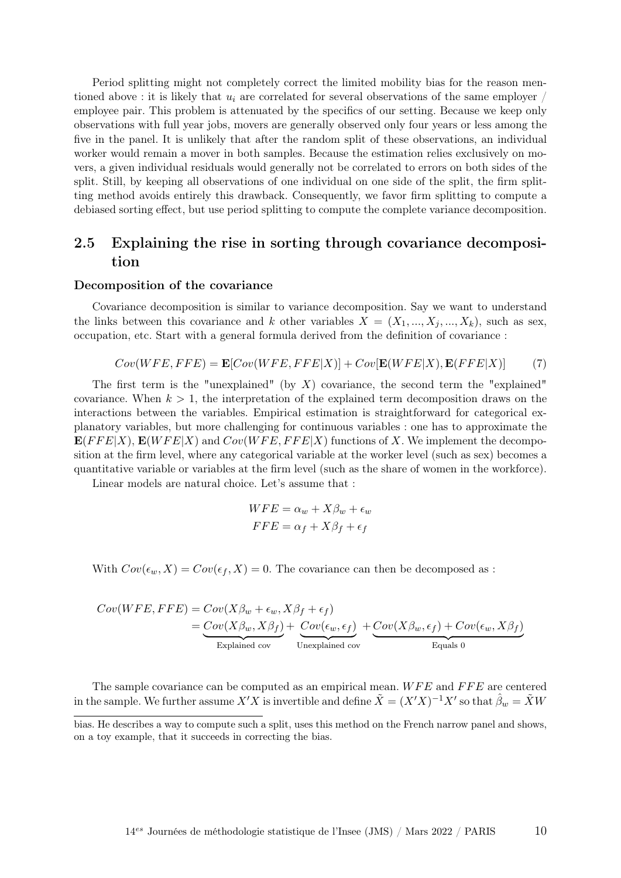Period splitting might not completely correct the limited mobility bias for the reason mentioned above : it is likely that $u_i$ are correlated for several observations of the same employer / employee pair. This problem is attenuated by the specifics of our setting. Because we keep only observations with full year jobs, movers are generally observed only four years or less among the five in the panel. It is unlikely that after the random split of these observations, an individual worker would remain a mover in both samples. Because the estimation relies exclusively on movers, a given individual residuals would generally not be correlated to errors on both sides of the split. Still, by keeping all observations of one individual on one side of the split, the firm splitting method avoids entirely this drawback. Consequently, we favor firm splitting to compute a debiased sorting effect, but use period splitting to compute the complete variance decomposition.

## 2.5 Explaining the rise in sorting through covariance decomposition

**Decomposition of the covariance**

Covariance decomposition is similar to variance decomposition. Say we want to understand the links between this covariance and $k$ other variables $X = (X_1, ..., X_j, ..., X_k)$, such as sex, occupation, etc. Start with a general formula derived from the definition of covariance :

$$Cov(WFE, FFE) = \mathbf{E}[Cov(WFE, FFE|X)] + Cov[\mathbf{E}(WFE|X), \mathbf{E}(FFE|X)] \tag{7}$$

The first term is the "unexplained" (by $X$) covariance, the second term the "explained" covariance. When $k > 1$, the interpretation of the explained term decomposition draws on the interactions between the variables. Empirical estimation is straightforward for categorical explanatory variables, but more challenging for continuous variables : one has to approximate the $\mathbf{E}(FFE|X)$, $\mathbf{E}(WFE|X)$ and $Cov(WFE, FFE|X)$ functions of $X$. We implement the decomposition at the firm level, where any categorical variable at the worker level (such as sex) becomes a quantitative variable or variables at the firm level (such as the share of women in the workforce).

Linear models are natural choice. Let's assume that :

$$WFE = \alpha_w + X\beta_w + \epsilon_w$$
$$FFE = \alpha_f + X\beta_f + \epsilon_f$$

With $Cov(\epsilon_w, X) = Cov(\epsilon_f, X) = 0$. The covariance can then be decomposed as :

$$\begin{aligned} Cov(WFE, FFE) &= Cov(X\beta_w + \epsilon_w, X\beta_f + \epsilon_f) \\ &= \underbrace{Cov(X\beta_w, X\beta_f)}_{\text{Explained cov}} + \underbrace{Cov(\epsilon_w, \epsilon_f)}_{\text{Unexplained cov}} + \underbrace{Cov(X\beta_w, \epsilon_f) + Cov(\epsilon_w, X\beta_f)}_{\text{Equals 0}} \end{aligned}$$

The sample covariance can be computed as an empirical mean. $WFE$ and $FFE$ are centered in the sample. We further assume $X'X$ is invertible and define $\tilde{X} = (X'X)^{-1}X'$ so that $\hat{\beta}_w = \tilde{X}W$

bias. He describes a way to compute such a split, uses this method on the French narrow panel and shows, on a toy example, that it succeeds in correcting the bias.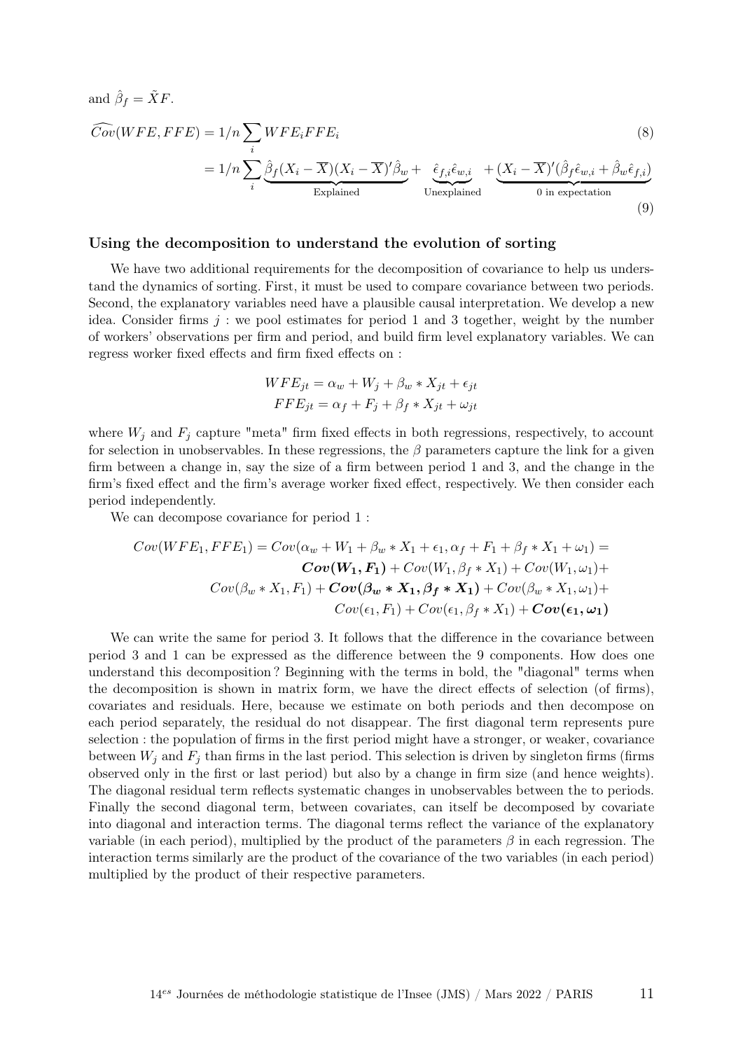and $\hat{\beta}_f = \tilde{X}F$.

$$\widehat{Cov}(WFE, FFE) = 1/n \sum_i WFE_i FFE_i \tag{8}$$

$$= 1/n \sum_i \underbrace{\hat{\beta}_f (X_i - \overline{X})(X_i - \overline{X})' \hat{\beta}_w}_{\text{Explained}} + \underbrace{\hat{\epsilon}_{f,i} \hat{\epsilon}_{w,i}}_{\text{Unexplained}} + \underbrace{(X_i - \overline{X})'(\hat{\beta}_f \hat{\epsilon}_{w,i} + \hat{\beta}_w \hat{\epsilon}_{f,i})}_{\text{0 in expectation}} \tag{9}$$

### Using the decomposition to understand the evolution of sorting

We have two additional requirements for the decomposition of covariance to help us understand the dynamics of sorting. First, it must be used to compare covariance between two periods. Second, the explanatory variables need have a plausible causal interpretation. We develop a new idea. Consider firms $j$ : we pool estimates for period 1 and 3 together, weight by the number of workers' observations per firm and period, and build firm level explanatory variables. We can regress worker fixed effects and firm fixed effects on :

$$WFE_{jt} = \alpha_w + W_j + \beta_w * X_{jt} + \epsilon_{jt}$$
$$FFE_{jt} = \alpha_f + F_j + \beta_f * X_{jt} + \omega_{jt}$$

where $W_j$ and $F_j$ capture "meta" firm fixed effects in both regressions, respectively, to account for selection in unobservables. In these regressions, the $\beta$ parameters capture the link for a given firm between a change in, say the size of a firm between period 1 and 3, and the change in the firm's fixed effect and the firm's average worker fixed effect, respectively. We then consider each period independently.

We can decompose covariance for period 1 :

$$\begin{aligned}
Cov(WFE_1, FFE_1) = Cov(\alpha_w + W_1 + \beta_w * X_1 + \epsilon_1, \alpha_f + F_1 + \beta_f * X_1 + \omega_1) = \\
\boldsymbol{Cov(W_1, F_1)} + Cov(W_1, \beta_f * X_1) + Cov(W_1, \omega_1) + \\
Cov(\beta_w * X_1, F_1) + \boldsymbol{Cov(\beta_w * X_1, \beta_f * X_1)} + Cov(\beta_w * X_1, \omega_1) + \\
Cov(\epsilon_1, F_1) + Cov(\epsilon_1, \beta_f * X_1) + \boldsymbol{Cov(\epsilon_1, \omega_1)}
\end{aligned}$$

We can write the same for period 3. It follows that the difference in the covariance between period 3 and 1 can be expressed as the difference between the 9 components. How does one understand this decomposition ? Beginning with the terms in bold, the "diagonal" terms when the decomposition is shown in matrix form, we have the direct effects of selection (of firms), covariates and residuals. Here, because we estimate on both periods and then decompose on each period separately, the residual do not disappear. The first diagonal term represents pure selection : the population of firms in the first period might have a stronger, or weaker, covariance between $W_j$ and $F_j$ than firms in the last period. This selection is driven by singleton firms (firms observed only in the first or last period) but also by a change in firm size (and hence weights). The diagonal residual term reflects systematic changes in unobservables between the to periods. Finally the second diagonal term, between covariates, can itself be decomposed by covariate into diagonal and interaction terms. The diagonal terms reflect the variance of the explanatory variable (in each period), multiplied by the product of the parameters $\beta$ in each regression. The interaction terms similarly are the product of the covariance of the two variables (in each period) multiplied by the product of their respective parameters.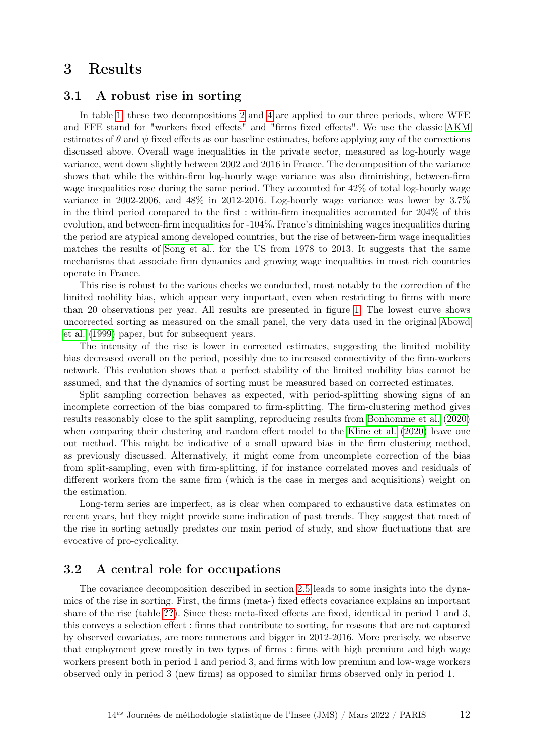# 3 Results

## 3.1 A robust rise in sorting

In table 1, these two decompositions 2 and 4 are applied to our three periods, where WFE and FFE stand for "workers fixed effects" and "firms fixed effects". We use the classic AKM estimates of $\theta$ and $\psi$ fixed effects as our baseline estimates, before applying any of the corrections discussed above. Overall wage inequalities in the private sector, measured as log-hourly wage variance, went down slightly between 2002 and 2016 in France. The decomposition of the variance shows that while the within-firm log-hourly wage variance was also diminishing, between-firm wage inequalities rose during the same period. They accounted for 42% of total log-hourly wage variance in 2002-2006, and 48% in 2012-2016. Log-hourly wage variance was lower by 3.7% in the third period compared to the first : within-firm inequalities accounted for 204% of this evolution, and between-firm inequalities for -104%. France's diminishing wages inequalities during the period are atypical among developed countries, but the rise of between-firm wage inequalities matches the results of Song et al. for the US from 1978 to 2013. It suggests that the same mechanisms that associate firm dynamics and growing wage inequalities in most rich countries operate in France.

This rise is robust to the various checks we conducted, most notably to the correction of the limited mobility bias, which appear very important, even when restricting to firms with more than 20 observations per year. All results are presented in figure 1. The lowest curve shows uncorrected sorting as measured on the small panel, the very data used in the original Abowd et al. (1999) paper, but for subsequent years.

The intensity of the rise is lower in corrected estimates, suggesting the limited mobility bias decreased overall on the period, possibly due to increased connectivity of the firm-workers network. This evolution shows that a perfect stability of the limited mobility bias cannot be assumed, and that the dynamics of sorting must be measured based on corrected estimates.

Split sampling correction behaves as expected, with period-splitting showing signs of an incomplete correction of the bias compared to firm-splitting. The firm-clustering method gives results reasonably close to the split sampling, reproducing results from Bonhomme et al. (2020) when comparing their clustering and random effect model to the Kline et al. (2020) leave one out method. This might be indicative of a small upward bias in the firm clustering method, as previously discussed. Alternatively, it might come from uncomplete correction of the bias from split-sampling, even with firm-splitting, if for instance correlated moves and residuals of different workers from the same firm (which is the case in merges and acquisitions) weight on the estimation.

Long-term series are imperfect, as is clear when compared to exhaustive data estimates on recent years, but they might provide some indication of past trends. They suggest that most of the rise in sorting actually predates our main period of study, and show fluctuations that are evocative of pro-cyclicality.

## 3.2 A central role for occupations

The covariance decomposition described in section 2.5 leads to some insights into the dynamics of the rise in sorting. First, the firms (meta-) fixed effects covariance explains an important share of the rise (table ??). Since these meta-fixed effects are fixed, identical in period 1 and 3, this conveys a selection effect : firms that contribute to sorting, for reasons that are not captured by observed covariates, are more numerous and bigger in 2012-2016. More precisely, we observe that employment grew mostly in two types of firms : firms with high premium and high wage workers present both in period 1 and period 3, and firms with low premium and low-wage workers observed only in period 3 (new firms) as opposed to similar firms observed only in period 1.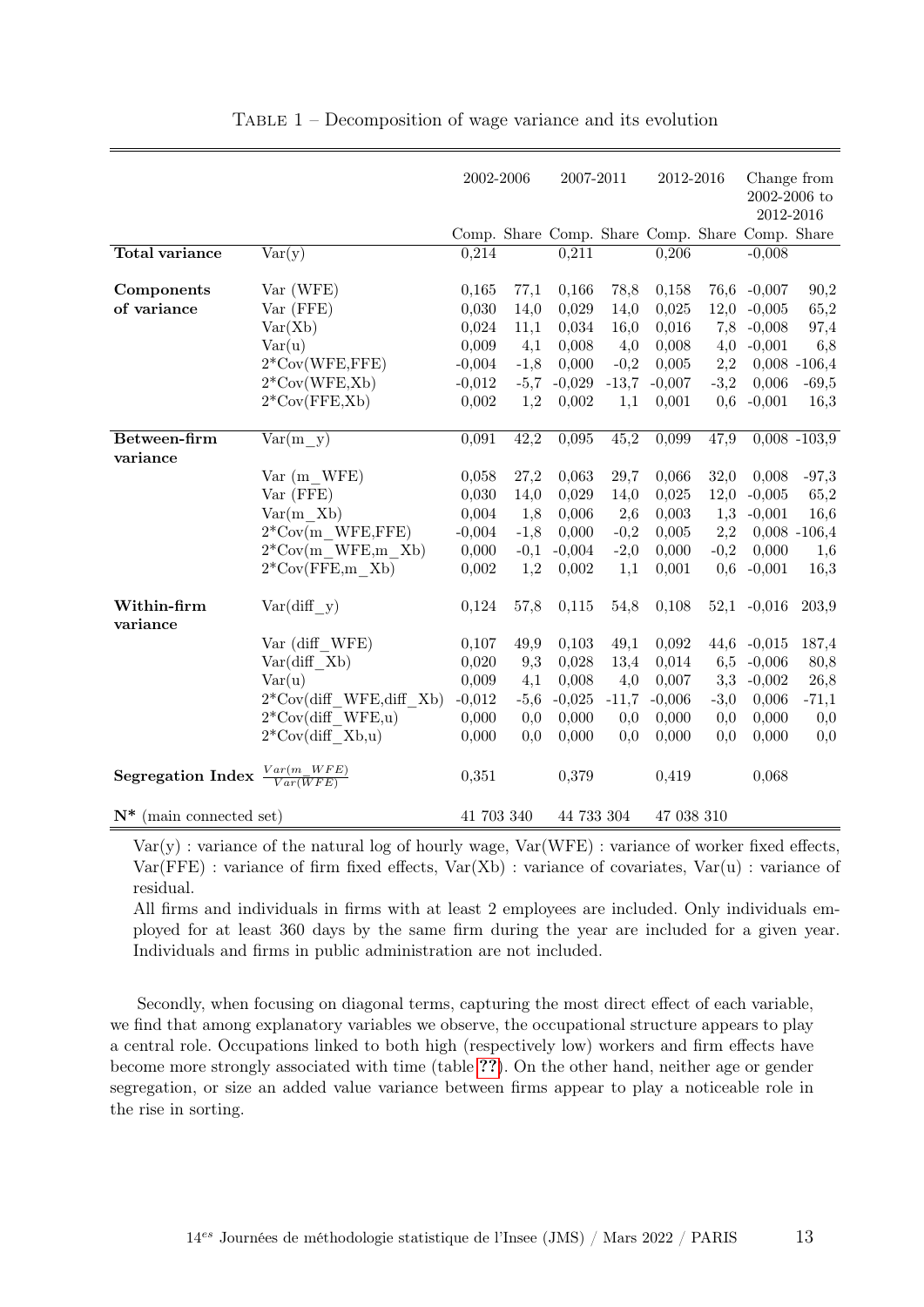Table 1 – Decomposition of wage variance and its evolution

| | | 2002-2006 | | 2007-2011 | | 2012-2016 | | Change from 2002-2006 to 2012-2016 | |
|---|---|---|---|---|---|---|---|---|---|
| | | Comp. | Share | Comp. | Share | Comp. | Share | Comp. | Share |
| **Total variance** | Var(y) | 0,214 | | 0,211 | | 0,206 | | -0,008 | |
| **Components of variance** | Var (WFE) | 0,165 | 77,1 | 0,166 | 78,8 | 0,158 | 76,6 | -0,007 | 90,2 |
| | Var (FFE) | 0,030 | 14,0 | 0,029 | 14,0 | 0,025 | 12,0 | -0,005 | 65,2 |
| | Var(Xb) | 0,024 | 11,1 | 0,034 | 16,0 | 0,016 | 7,8 | -0,008 | 97,4 |
| | Var(u) | 0,009 | 4,1 | 0,008 | 4,0 | 0,008 | 4,0 | -0,001 | 6,8 |
| | 2*Cov(WFE,FFE) | -0,004 | -1,8 | 0,000 | -0,2 | 0,005 | 2,2 | 0,008 | -106,4 |
| | 2*Cov(WFE,Xb) | -0,012 | -5,7 | -0,029 | -13,7 | -0,007 | -3,2 | 0,006 | -69,5 |
| | 2*Cov(FFE,Xb) | 0,002 | 1,2 | 0,002 | 1,1 | 0,001 | 0,6 | -0,001 | 16,3 |
| **Between-firm variance** | Var(m_y) | 0,091 | 42,2 | 0,095 | 45,2 | 0,099 | 47,9 | 0,008 | -103,9 |
| | Var (m_WFE) | 0,058 | 27,2 | 0,063 | 29,7 | 0,066 | 32,0 | 0,008 | -97,3 |
| | Var (FFE) | 0,030 | 14,0 | 0,029 | 14,0 | 0,025 | 12,0 | -0,005 | 65,2 |
| | Var(m_Xb) | 0,004 | 1,8 | 0,006 | 2,6 | 0,003 | 1,3 | -0,001 | 16,6 |
| | 2*Cov(m_WFE,FFE) | -0,004 | -1,8 | 0,000 | -0,2 | 0,005 | 2,2 | 0,008 | -106,4 |
| | 2*Cov(m_WFE,m_Xb) | 0,000 | -0,1 | -0,004 | -2,0 | 0,000 | -0,2 | 0,000 | 1,6 |
| | 2*Cov(FFE,m_Xb) | 0,002 | 1,2 | 0,002 | 1,1 | 0,001 | 0,6 | -0,001 | 16,3 |
| **Within-firm variance** | Var(diff_y) | 0,124 | 57,8 | 0,115 | 54,8 | 0,108 | 52,1 | -0,016 | 203,9 |
| | Var (diff_WFE) | 0,107 | 49,9 | 0,103 | 49,1 | 0,092 | 44,6 | -0,015 | 187,4 |
| | Var(diff_Xb) | 0,020 | 9,3 | 0,028 | 13,4 | 0,014 | 6,5 | -0,006 | 80,8 |
| | Var(u) | 0,009 | 4,1 | 0,008 | 4,0 | 0,007 | 3,3 | -0,002 | 26,8 |
| | 2*Cov(diff_WFE,diff_Xb) | -0,012 | -5,6 | -0,025 | -11,7 | -0,006 | -3,0 | 0,006 | -71,1 |
| | 2*Cov(diff_WFE,u) | 0,000 | 0,0 | 0,000 | 0,0 | 0,000 | 0,0 | 0,000 | 0,0 |
| | 2*Cov(diff_Xb,u) | 0,000 | 0,0 | 0,000 | 0,0 | 0,000 | 0,0 | 0,000 | 0,0 |
| **Segregation Index** | $\frac{Var(m\_WFE)}{Var(WFE)}$ | 0,351 | | 0,379 | | 0,419 | | 0,068 | |
| **N*** (main connected set) | | 41 703 340 | | 44 733 304 | | 47 038 310 | | | |

Var(y) : variance of the natural log of hourly wage, Var(WFE) : variance of worker fixed effects, Var(FFE) : variance of firm fixed effects, Var(Xb) : variance of covariates, Var(u) : variance of residual.

All firms and individuals in firms with at least 2 employees are included. Only individuals employed for at least 360 days by the same firm during the year are included for a given year. Individuals and firms in public administration are not included.

Secondly, when focusing on diagonal terms, capturing the most direct effect of each variable, we find that among explanatory variables we observe, the occupational structure appears to play a central role. Occupations linked to both high (respectively low) workers and firm effects have become more strongly associated with time (table ??). On the other hand, neither age or gender segregation, or size an added value variance between firms appear to play a noticeable role in the rise in sorting.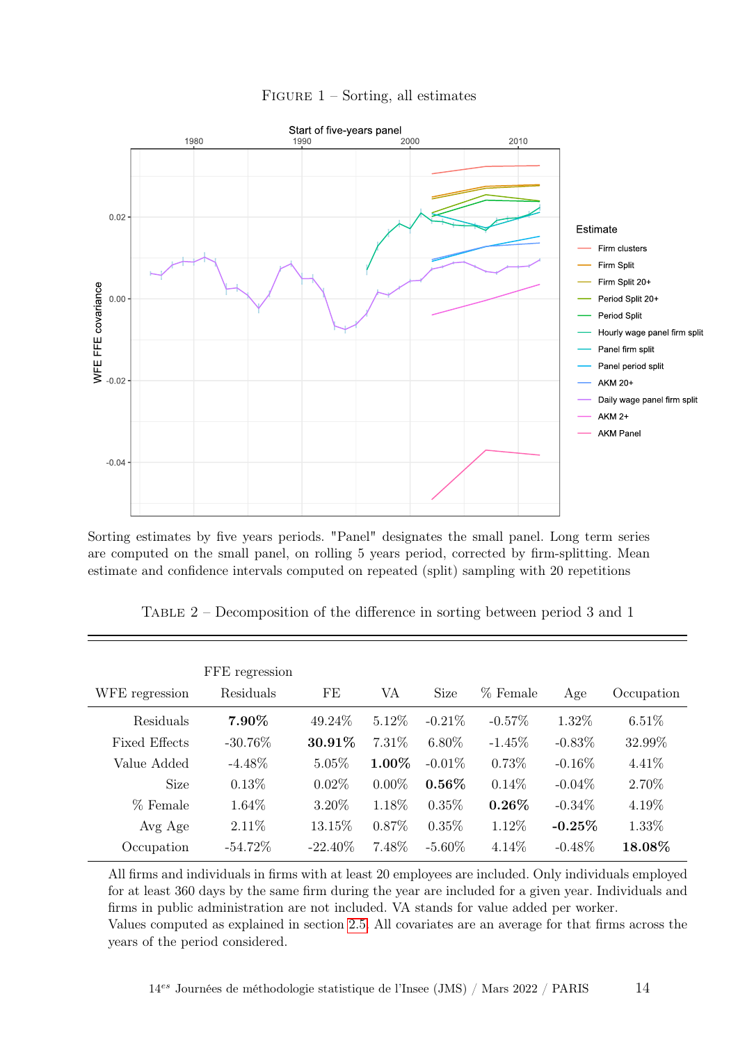Figure 1 – Sorting, all estimates

Sorting estimates by five years periods. "Panel" designates the small panel. Long term series are computed on the small panel, on rolling 5 years period, corrected by firm-splitting. Mean estimate and confidence intervals computed on repeated (split) sampling with 20 repetitions

Table 2 – Decomposition of the difference in sorting between period 3 and 1

| WFE regression | FFE regression Residuals | FE | VA | Size | % Female | Age | Occupation |
|---|---|---|---|---|---|---|---|
| Residuals | **7.90%** | 49.24% | 5.12% | -0.21% | -0.57% | 1.32% | 6.51% |
| Fixed Effects | -30.76% | **30.91%** | 7.31% | 6.80% | -1.45% | -0.83% | 32.99% |
| Value Added | -4.48% | 5.05% | **1.00%** | -0.01% | 0.73% | -0.16% | 4.41% |
| Size | 0.13% | 0.02% | 0.00% | **0.56%** | 0.14% | -0.04% | 2.70% |
| % Female | 1.64% | 3.20% | 1.18% | 0.35% | **0.26%** | -0.34% | 4.19% |
| Avg Age | 2.11% | 13.15% | 0.87% | 0.35% | 1.12% | **-0.25%** | 1.33% |
| Occupation | -54.72% | -22.40% | 7.48% | -5.60% | 4.14% | -0.48% | **18.08%** |

All firms and individuals in firms with at least 20 employees are included. Only individuals employed for at least 360 days by the same firm during the year are included for a given year. Individuals and firms in public administration are not included. VA stands for value added per worker.
Values computed as explained in section 2.5. All covariates are an average for that firms across the years of the period considered.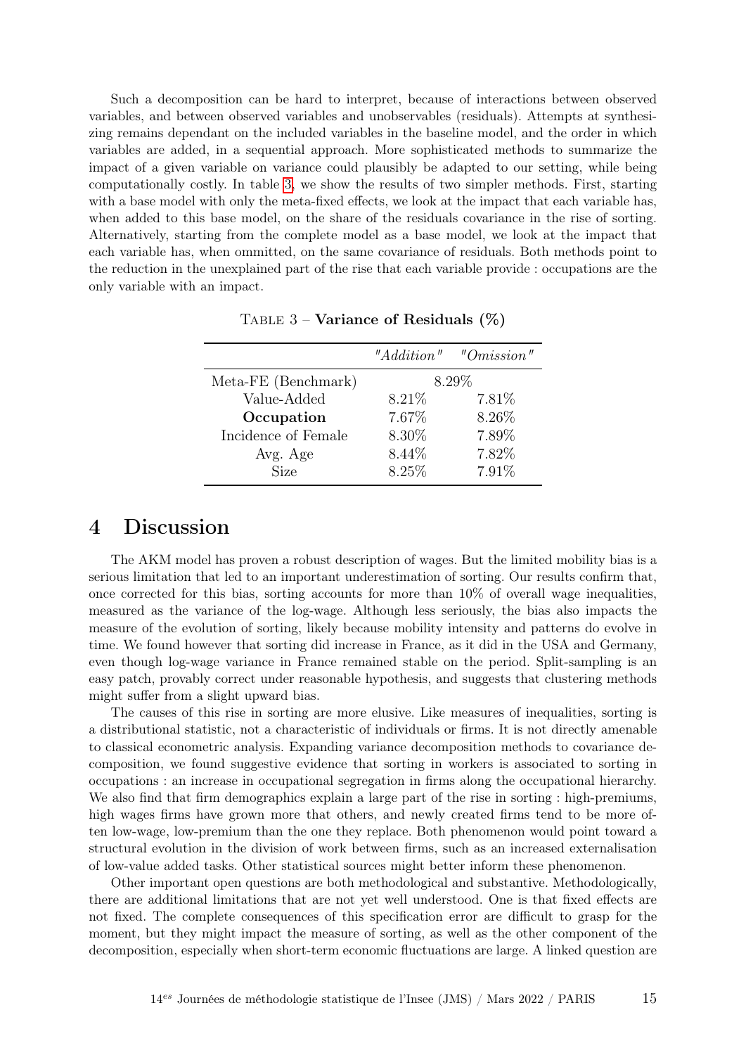Such a decomposition can be hard to interpret, because of interactions between observed variables, and between observed variables and unobservables (residuals). Attempts at synthesizing remains dependant on the included variables in the baseline model, and the order in which variables are added, in a sequential approach. More sophisticated methods to summarize the impact of a given variable on variance could plausibly be adapted to our setting, while being computationally costly. In table 3, we show the results of two simpler methods. First, starting with a base model with only the meta-fixed effects, we look at the impact that each variable has, when added to this base model, on the share of the residuals covariance in the rise of sorting. Alternatively, starting from the complete model as a base model, we look at the impact that each variable has, when ommitted, on the same covariance of residuals. Both methods point to the reduction in the unexplained part of the rise that each variable provide : occupations are the only variable with an impact.

Table 3 – **Variance of Residuals (%)**

| | *"Addition"* | *"Omission"* |
|---|---|---|
| Meta-FE (Benchmark) | 8.29% | |
| Value-Added | 8.21% | 7.81% |
| **Occupation** | 7.67% | 8.26% |
| Incidence of Female | 8.30% | 7.89% |
| Avg. Age | 8.44% | 7.82% |
| Size | 8.25% | 7.91% |

# 4 Discussion

The AKM model has proven a robust description of wages. But the limited mobility bias is a serious limitation that led to an important underestimation of sorting. Our results confirm that, once corrected for this bias, sorting accounts for more than 10% of overall wage inequalities, measured as the variance of the log-wage. Although less seriously, the bias also impacts the measure of the evolution of sorting, likely because mobility intensity and patterns do evolve in time. We found however that sorting did increase in France, as it did in the USA and Germany, even though log-wage variance in France remained stable on the period. Split-sampling is an easy patch, provably correct under reasonable hypothesis, and suggests that clustering methods might suffer from a slight upward bias.

The causes of this rise in sorting are more elusive. Like measures of inequalities, sorting is a distributional statistic, not a characteristic of individuals or firms. It is not directly amenable to classical econometric analysis. Expanding variance decomposition methods to covariance decomposition, we found suggestive evidence that sorting in workers is associated to sorting in occupations : an increase in occupational segregation in firms along the occupational hierarchy. We also find that firm demographics explain a large part of the rise in sorting : high-premiums, high wages firms have grown more that others, and newly created firms tend to be more often low-wage, low-premium than the one they replace. Both phenomenon would point toward a structural evolution in the division of work between firms, such as an increased externalisation of low-value added tasks. Other statistical sources might better inform these phenomenon.

Other important open questions are both methodological and substantive. Methodologically, there are additional limitations that are not yet well understood. One is that fixed effects are not fixed. The complete consequences of this specification error are difficult to grasp for the moment, but they might impact the measure of sorting, as well as the other component of the decomposition, especially when short-term economic fluctuations are large. A linked question are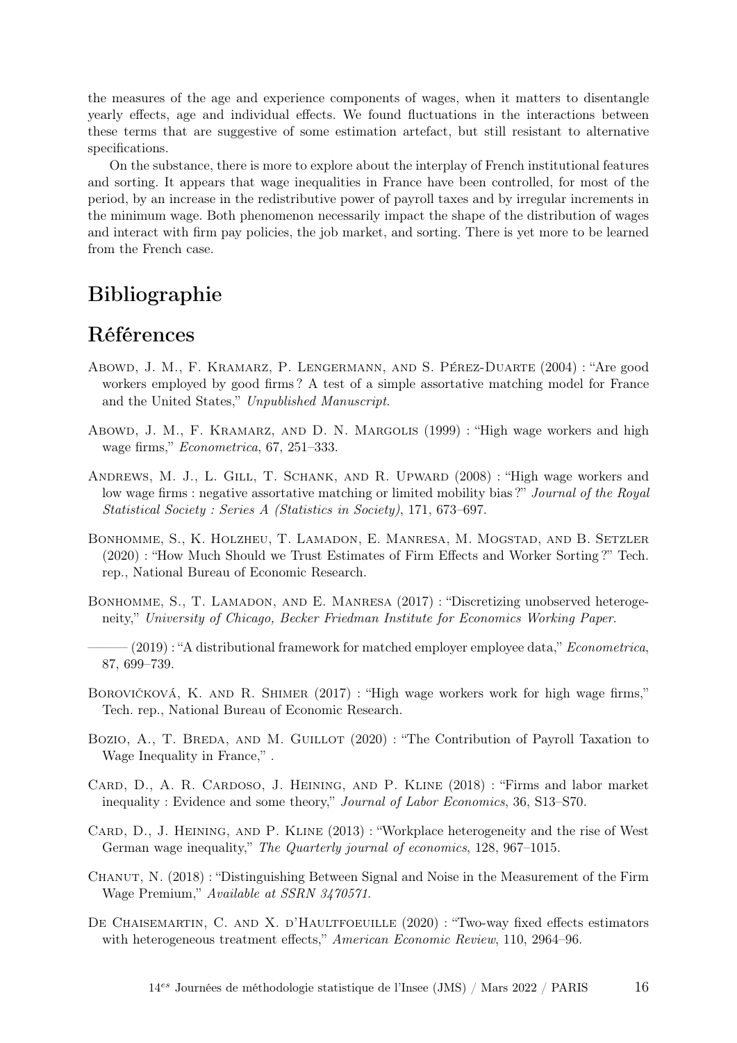the measures of the age and experience components of wages, when it matters to disentangle yearly effects, age and individual effects. We found fluctuations in the interactions between these terms that are suggestive of some estimation artefact, but still resistant to alternative specifications.

On the substance, there is more to explore about the interplay of French institutional features and sorting. It appears that wage inequalities in France have been controlled, for most of the period, by an increase in the redistributive power of payroll taxes and by irregular increments in the minimum wage. Both phenomenon necessarily impact the shape of the distribution of wages and interact with firm pay policies, the job market, and sorting. There is yet more to be learned from the French case.

# Bibliographie

## Références

Abowd, J. M., F. Kramarz, P. Lengermann, and S. Pérez-Duarte (2004) : "Are good workers employed by good firms ? A test of a simple assortative matching model for France and the United States," *Unpublished Manuscript*.

Abowd, J. M., F. Kramarz, and D. N. Margolis (1999) : "High wage workers and high wage firms," *Econometrica*, 67, 251–333.

Andrews, M. J., L. Gill, T. Schank, and R. Upward (2008) : "High wage workers and low wage firms : negative assortative matching or limited mobility bias ?" *Journal of the Royal Statistical Society : Series A (Statistics in Society)*, 171, 673–697.

Bonhomme, S., K. Holzheu, T. Lamadon, E. Manresa, M. Mogstad, and B. Setzler (2020) : "How Much Should we Trust Estimates of Firm Effects and Worker Sorting ?" Tech. rep., National Bureau of Economic Research.

Bonhomme, S., T. Lamadon, and E. Manresa (2017) : "Discretizing unobserved heterogeneity," *University of Chicago, Becker Friedman Institute for Economics Working Paper*.

——— (2019) : "A distributional framework for matched employer employee data," *Econometrica*, 87, 699–739.

Borovičková, K. and R. Shimer (2017) : "High wage workers work for high wage firms," Tech. rep., National Bureau of Economic Research.

Bozio, A., T. Breda, and M. Guillot (2020) : "The Contribution of Payroll Taxation to Wage Inequality in France," .

Card, D., A. R. Cardoso, J. Heining, and P. Kline (2018) : "Firms and labor market inequality : Evidence and some theory," *Journal of Labor Economics*, 36, S13–S70.

Card, D., J. Heining, and P. Kline (2013) : "Workplace heterogeneity and the rise of West German wage inequality," *The Quarterly journal of economics*, 128, 967–1015.

Chanut, N. (2018) : "Distinguishing Between Signal and Noise in the Measurement of the Firm Wage Premium," *Available at SSRN 3470571*.

De Chaisemartin, C. and X. d'Haultfoeuille (2020) : "Two-way fixed effects estimators with heterogeneous treatment effects," *American Economic Review*, 110, 2964–96.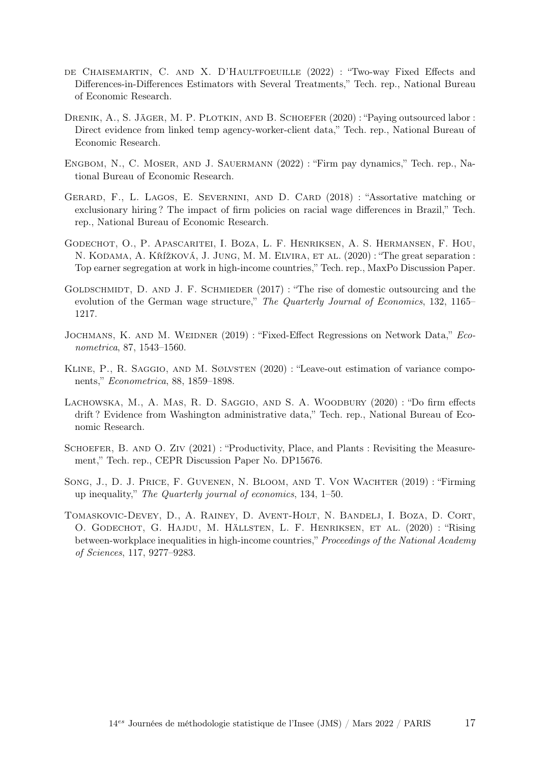de Chaisemartin, C. and X. D'Haultfoeuille (2022) : "Two-way Fixed Effects and Differences-in-Differences Estimators with Several Treatments," Tech. rep., National Bureau of Economic Research.

Drenik, A., S. Jäger, M. P. Plotkin, and B. Schoefer (2020) : "Paying outsourced labor : Direct evidence from linked temp agency-worker-client data," Tech. rep., National Bureau of Economic Research.

Engbom, N., C. Moser, and J. Sauermann (2022) : "Firm pay dynamics," Tech. rep., National Bureau of Economic Research.

Gerard, F., L. Lagos, E. Severnini, and D. Card (2018) : "Assortative matching or exclusionary hiring ? The impact of firm policies on racial wage differences in Brazil," Tech. rep., National Bureau of Economic Research.

Godechot, O., P. Apascaritei, I. Boza, L. F. Henriksen, A. S. Hermansen, F. Hou, N. Kodama, A. Křížková, J. Jung, M. M. Elvira, et al. (2020) : "The great separation : Top earner segregation at work in high-income countries," Tech. rep., MaxPo Discussion Paper.

Goldschmidt, D. and J. F. Schmieder (2017) : "The rise of domestic outsourcing and the evolution of the German wage structure," *The Quarterly Journal of Economics*, 132, 1165–1217.

Jochmans, K. and M. Weidner (2019) : "Fixed-Effect Regressions on Network Data," *Econometrica*, 87, 1543–1560.

Kline, P., R. Saggio, and M. Sølvsten (2020) : "Leave-out estimation of variance components," *Econometrica*, 88, 1859–1898.

Lachowska, M., A. Mas, R. D. Saggio, and S. A. Woodbury (2020) : "Do firm effects drift ? Evidence from Washington administrative data," Tech. rep., National Bureau of Economic Research.

Schoefer, B. and O. Ziv (2021) : "Productivity, Place, and Plants : Revisiting the Measurement," Tech. rep., CEPR Discussion Paper No. DP15676.

Song, J., D. J. Price, F. Guvenen, N. Bloom, and T. Von Wachter (2019) : "Firming up inequality," *The Quarterly journal of economics*, 134, 1–50.

Tomaskovic-Devey, D., A. Rainey, D. Avent-Holt, N. Bandelj, I. Boza, D. Cort, O. Godechot, G. Hajdu, M. Hällsten, L. F. Henriksen, et al. (2020) : "Rising between-workplace inequalities in high-income countries," *Proceedings of the National Academy of Sciences*, 117, 9277–9283.